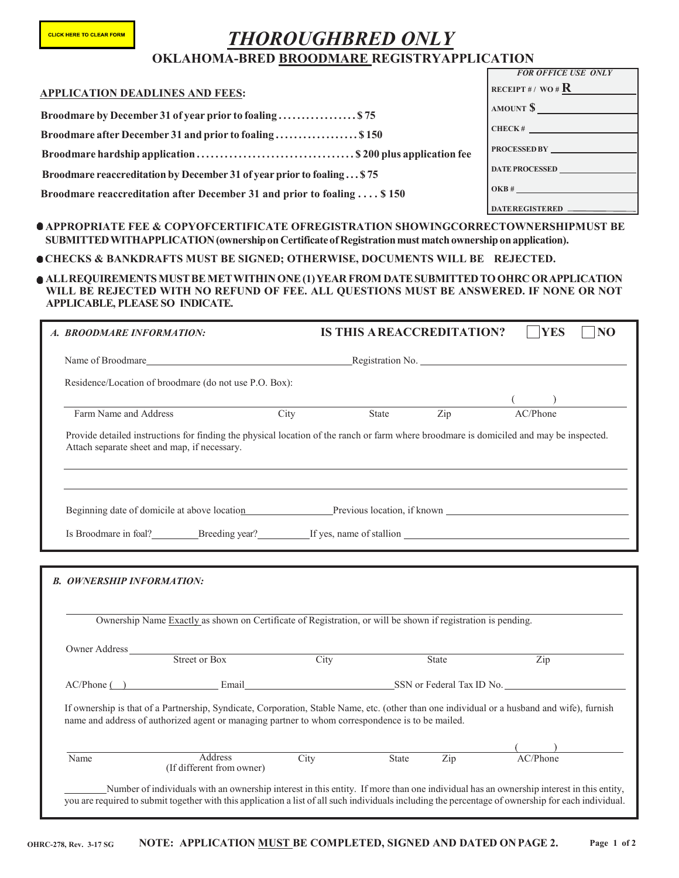CLICK HERE TO CLEAR FORM

# *THOROUGHBRED ONLY*

## OKLAHOMA-BRED BROODMARE REGISTRY APPLICATION

| *FOR OFFICE USE ONLY* |
|---|
| RECEIPT # / WO # R |
| AMOUNT $ |
| CHECK # |
| PROCESSED BY |
| DATE PROCESSED |
| OKB # |
| DATE REGISTERED |

**APPLICATION DEADLINES AND FEES:**

**Broodmare by December 31 of year prior to foaling . . . . . . . . . . . . . . . . $ 75**

**Broodmare after December 31 and prior to foaling . . . . . . . . . . . . . . . . . $ 150**

**Broodmare hardship application . . . . . . . . . . . . . . . . . . . . . . . . . . . . . . . . . $ 200 plus application fee**

**Broodmare reaccreditation by December 31 of year prior to foaling . . . $ 75**

**Broodmare reaccreditation after December 31 and prior to foaling . . . . $ 150**

- **APPROPRIATE FEE & COPY OF CERTIFICATE OF REGISTRATION SHOWING CORRECT OWNERSHIP MUST BE SUBMITTED WITH APPLICATION (ownership on Certificate of Registration must match ownership on application).**
- **CHECKS & BANK DRAFTS MUST BE SIGNED; OTHERWISE, DOCUMENTS WILL BE REJECTED.**
- **ALL REQUIREMENTS MUST BE MET WITHIN ONE (1) YEAR FROM DATE SUBMITTED TO OHRC OR APPLICATION WILL BE REJECTED WITH NO REFUND OF FEE. ALL QUESTIONS MUST BE ANSWERED. IF NONE OR NOT APPLICABLE, PLEASE SO INDICATE.**

### *A. BROODMARE INFORMATION:*

**IS THIS A REACCREDITATION?** ☐ **YES** ☐ **NO**

Name of Broodmare ______________________ Registration No. ______________________

Residence/Location of broodmare (do not use P.O. Box):

______________________ ______________________ ______________________ ______________________ ( ) ______________________
Farm Name and Address | City | State | Zip | AC/Phone

Provide detailed instructions for finding the physical location of the ranch or farm where broodmare is domiciled and may be inspected. Attach separate sheet and map, if necessary.

______________________________________________

______________________________________________

Beginning date of domicile at above location ______________________ Previous location, if known ______________________

Is Broodmare in foal? __________ Breeding year? __________ If yes, name of stallion ______________________

### *B. OWNERSHIP INFORMATION:*

______________________________________________
Ownership Name Exactly as shown on Certificate of Registration, or will be shown if registration is pending.

Owner Address ______________________ ______________________ ______________________ ______________________
Street or Box | City | State | Zip

AC/Phone ( ) ______________________ Email ______________________ SSN or Federal Tax ID No. ______________________

If ownership is that of a Partnership, Syndicate, Corporation, Stable Name, etc. (other than one individual or a husband and wife), furnish name and address of authorized agent or managing partner to whom correspondence is to be mailed.

______________________ ______________________ ______________________ ______________________ ______________________ ( ) ______________________
Name | Address (If different from owner) | City | State | Zip | AC/Phone

__________ Number of individuals with an ownership interest in this entity. If more than one individual has an ownership interest in this entity, you are required to submit together with this application a list of all such individuals including the percentage of ownership for each individual.

OHRC-278, Rev. 3-17 SG

**NOTE: APPLICATION MUST BE COMPLETED, SIGNED AND DATED ON PAGE 2.**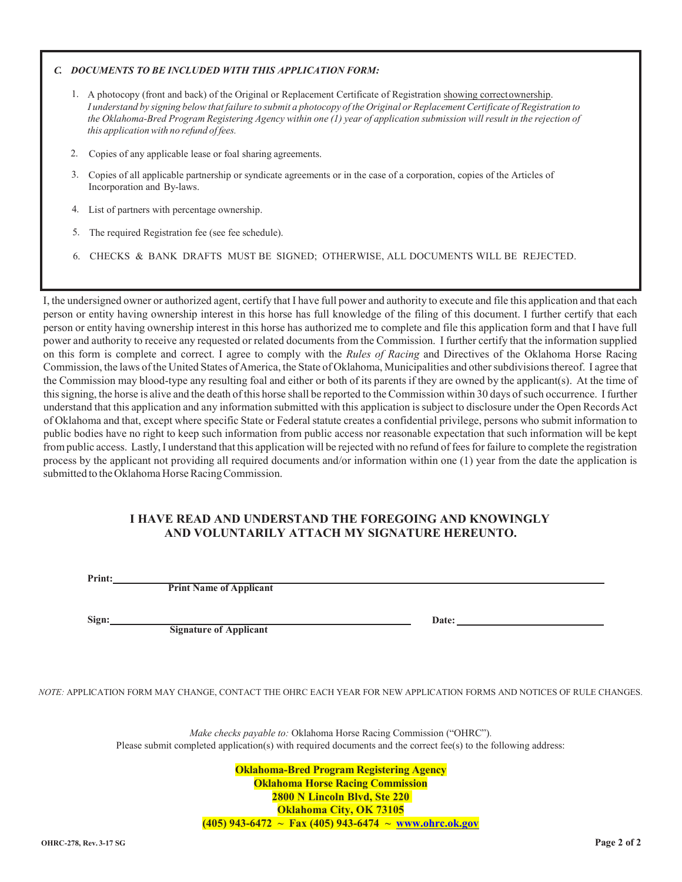### *C. DOCUMENTS TO BE INCLUDED WITH THIS APPLICATION FORM:*

1. A photocopy (front and back) of the Original or Replacement Certificate of Registration showing correct ownership.
   *I understand by signing below that failure to submit a photocopy of the Original or Replacement Certificate of Registration to the Oklahoma-Bred Program Registering Agency within one (1) year of application submission will result in the rejection of this application with no refund of fees.*
2. Copies of any applicable lease or foal sharing agreements.
3. Copies of all applicable partnership or syndicate agreements or in the case of a corporation, copies of the Articles of Incorporation and By-laws.
4. List of partners with percentage ownership.
5. The required Registration fee (see fee schedule).
6. CHECKS & BANK DRAFTS MUST BE SIGNED; OTHERWISE, ALL DOCUMENTS WILL BE REJECTED.

I, the undersigned owner or authorized agent, certify that I have full power and authority to execute and file this application and that each person or entity having ownership interest in this horse has full knowledge of the filing of this document. I further certify that each person or entity having ownership interest in this horse has authorized me to complete and file this application form and that I have full power and authority to receive any requested or related documents from the Commission. I further certify that the information supplied on this form is complete and correct. I agree to comply with the *Rules of Racing* and Directives of the Oklahoma Horse Racing Commission, the laws of the United States of America, the State of Oklahoma, Municipalities and other subdivisions thereof. I agree that the Commission may blood-type any resulting foal and either or both of its parents if they are owned by the applicant(s). At the time of this signing, the horse is alive and the death of this horse shall be reported to the Commission within 30 days of such occurrence. I further understand that this application and any information submitted with this application is subject to disclosure under the Open Records Act of Oklahoma and that, except where specific State or Federal statute creates a confidential privilege, persons who submit information to public bodies have no right to keep such information from public access nor reasonable expectation that such information will be kept from public access. Lastly, I understand that this application will be rejected with no refund of fees for failure to complete the registration process by the applicant not providing all required documents and/or information within one (1) year from the date the application is submitted to the Oklahoma Horse Racing Commission.

**I HAVE READ AND UNDERSTAND THE FOREGOING AND KNOWINGLY AND VOLUNTARILY ATTACH MY SIGNATURE HEREUNTO.**

**Print:** ______________________________________________
**Print Name of Applicant**

**Sign:** ______________________________________________ **Date:** ____________________
**Signature of Applicant**

*NOTE:* APPLICATION FORM MAY CHANGE, CONTACT THE OHRC EACH YEAR FOR NEW APPLICATION FORMS AND NOTICES OF RULE CHANGES.

*Make checks payable to:* Oklahoma Horse Racing Commission ("OHRC").
Please submit completed application(s) with required documents and the correct fee(s) to the following address:

**Oklahoma-Bred Program Registering Agency**
**Oklahoma Horse Racing Commission**
**2800 N Lincoln Blvd, Ste 220**
**Oklahoma City, OK 73105**
**(405) 943-6472 ~ Fax (405) 943-6474 ~ www.ohrc.ok.gov**

**OHRC-278, Rev. 3-17 SG**